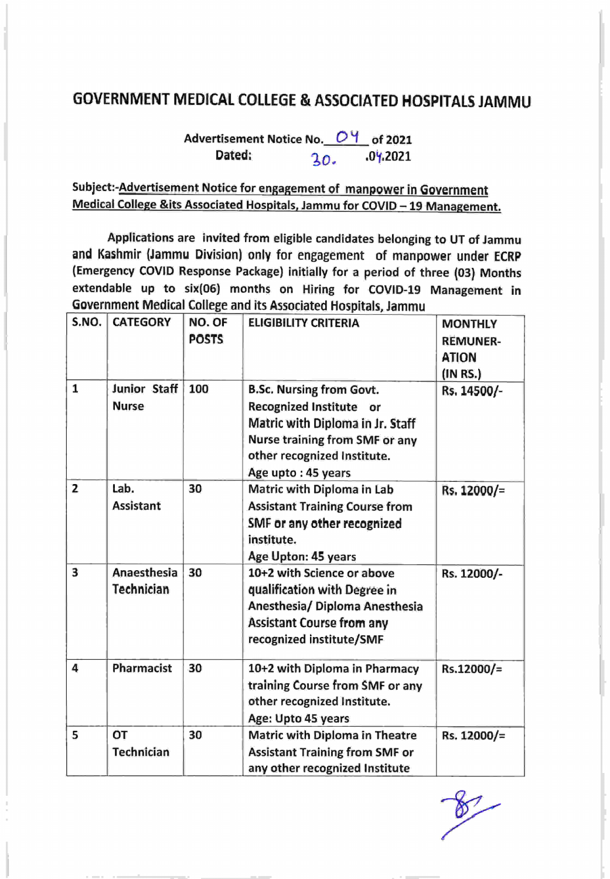# GOVERNMENT MEDICAL COLLEGE & ASSOCIATED HOSPITALS JAMMU

**Advertisement Notice No. 04 of 2021**
**Dated: 30.04.2021**

**Subject:-Advertisement Notice for engagement of manpower in Government Medical College &its Associated Hospitals, Jammu for COVID – 19 Management.**

Applications are invited from eligible candidates belonging to UT of Jammu and Kashmir (Jammu Division) only for engagement of manpower under ECRP (Emergency COVID Response Package) initially for a period of three (03) Months extendable up to six(06) months on Hiring for COVID-19 Management in Government Medical College and its Associated Hospitals, Jammu

| S.NO. | CATEGORY | NO. OF POSTS | ELIGIBILITY CRITERIA | MONTHLY REMUNER-ATION (IN RS.) |
|---|---|---|---|---|
| 1 | Junior Staff Nurse | 100 | B.Sc. Nursing from Govt. Recognized Institute or Matric with Diploma in Jr. Staff Nurse training from SMF or any other recognized Institute. Age upto : 45 years | Rs. 14500/- |
| 2 | Lab. Assistant | 30 | Matric with Diploma in Lab Assistant Training Course from SMF or any other recognized institute. Age Upton: 45 years | Rs. 12000/= |
| 3 | Anaesthesia Technician | 30 | 10+2 with Science or above qualification with Degree in Anesthesia/ Diploma Anesthesia Assistant Course from any recognized institute/SMF | Rs. 12000/- |
| 4 | Pharmacist | 30 | 10+2 with Diploma in Pharmacy training Course from SMF or any other recognized Institute. Age: Upto 45 years | Rs.12000/= |
| 5 | OT Technician | 30 | Matric with Diploma in Theatre Assistant Training from SMF or any other recognized Institute | Rs. 12000/= |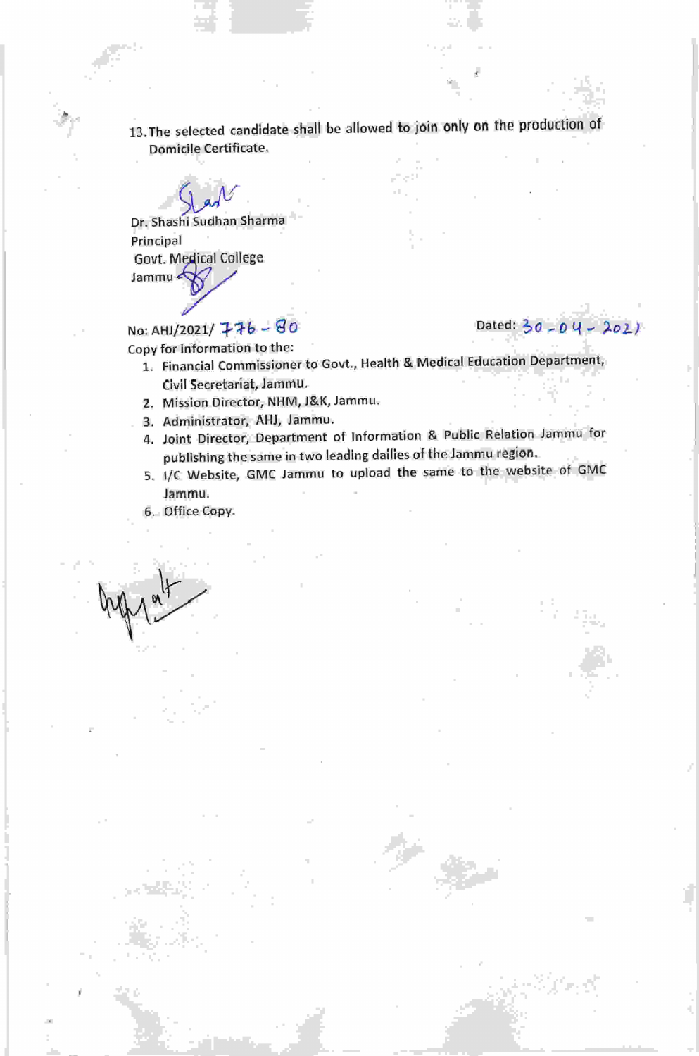13. The selected candidate shall be allowed to join only on the production of Domicile Certificate.

Dr. Shashi Sudhan Sharma
Principal
Govt. Medical College
Jammu

No: AHJ/2021/ 776 - 80 Dated: 30-04-2021

Copy for information to the:

1. Financial Commissioner to Govt., Health & Medical Education Department, Civil Secretariat, Jammu.
2. Mission Director, NHM, J&K, Jammu.
3. Administrator, AHJ, Jammu.
4. Joint Director, Department of Information & Public Relation Jammu for publishing the same in two leading dailies of the Jammu region.
5. I/C Website, GMC Jammu to upload the same to the website of GMC Jammu.
6. Office Copy.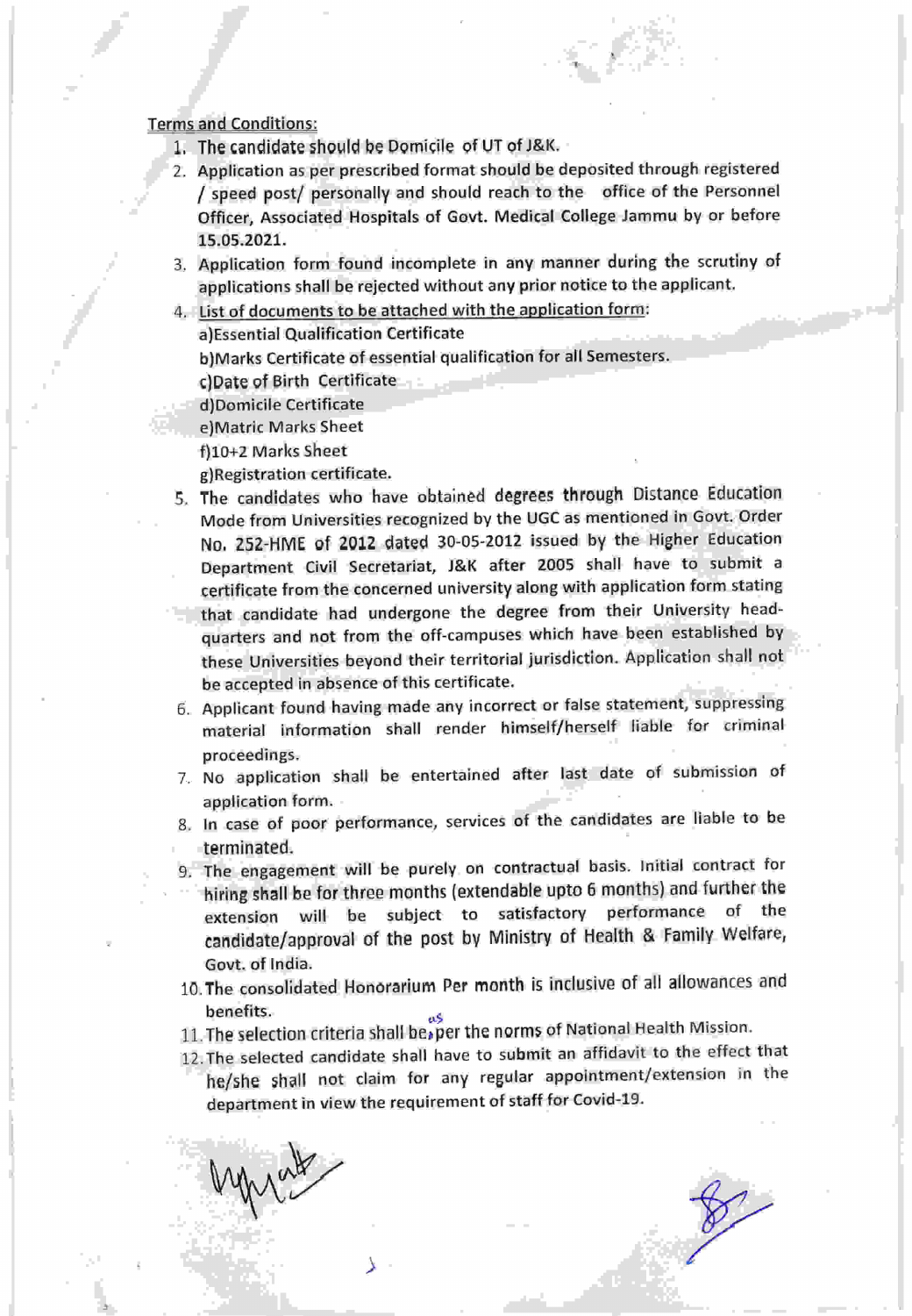Terms and Conditions:

1. The candidate should be Domicile of UT of J&K.
2. Application as per prescribed format should be deposited through registered / speed post/ personally and should reach to the office of the Personnel Officer, Associated Hospitals of Govt. Medical College Jammu by or before 15.05.2021.
3. Application form found incomplete in any manner during the scrutiny of applications shall be rejected without any prior notice to the applicant.
4. List of documents to be attached with the application form:
   a)Essential Qualification Certificate
   b)Marks Certificate of essential qualification for all Semesters.
   c)Date of Birth Certificate
   d)Domicile Certificate
   e)Matric Marks Sheet
   f)10+2 Marks Sheet
   g)Registration certificate.
5. The candidates who have obtained degrees through Distance Education Mode from Universities recognized by the UGC as mentioned in Govt. Order No. 252-HME of 2012 dated 30-05-2012 issued by the Higher Education Department Civil Secretariat, J&K after 2005 shall have to submit a certificate from the concerned university along with application form stating that candidate had undergone the degree from their University head-quarters and not from the off-campuses which have been established by these Universities beyond their territorial jurisdiction. Application shall not be accepted in absence of this certificate.
6. Applicant found having made any incorrect or false statement, suppressing material information shall render himself/herself liable for criminal proceedings.
7. No application shall be entertained after last date of submission of application form.
8. In case of poor performance, services of the candidates are liable to be terminated.
9. The engagement will be purely on contractual basis. Initial contract for hiring shall be for three months (extendable upto 6 months) and further the extension will be subject to satisfactory performance of the candidate/approval of the post by Ministry of Health & Family Welfare, Govt. of India.
10. The consolidated Honorarium Per month is inclusive of all allowances and benefits.
11. The selection criteria shall be as per the norms of National Health Mission.
12. The selected candidate shall have to submit an affidavit to the effect that he/she shall not claim for any regular appointment/extension in the department in view the requirement of staff for Covid-19.